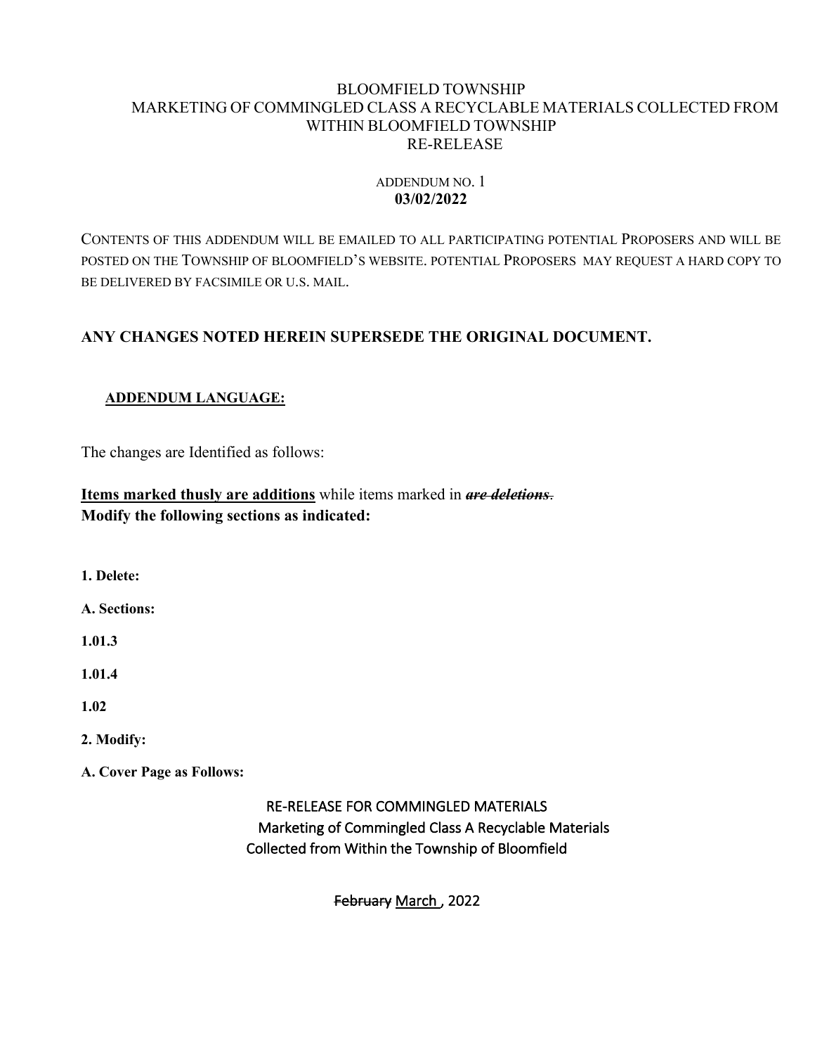BLOOMFIELD TOWNSHIP
MARKETING OF COMMINGLED CLASS A RECYCLABLE MATERIALS COLLECTED FROM WITHIN BLOOMFIELD TOWNSHIP
RE-RELEASE

ADDENDUM NO. 1
**03/02/2022**

CONTENTS OF THIS ADDENDUM WILL BE EMAILED TO ALL PARTICIPATING POTENTIAL PROPOSERS AND WILL BE POSTED ON THE TOWNSHIP OF BLOOMFIELD'S WEBSITE. POTENTIAL PROPOSERS MAY REQUEST A HARD COPY TO BE DELIVERED BY FACSIMILE OR U.S. MAIL.

**ANY CHANGES NOTED HEREIN SUPERSEDE THE ORIGINAL DOCUMENT.**

**ADDENDUM LANGUAGE:**

The changes are Identified as follows:

**Items marked thusly are additions** while items marked in ~~***are deletions***~~.
**Modify the following sections as indicated:**

**1. Delete:**

**A. Sections:**

**1.01.3**

**1.01.4**

**1.02**

**2. Modify:**

**A. Cover Page as Follows:**

RE-RELEASE FOR COMMINGLED MATERIALS
Marketing of Commingled Class A Recyclable Materials
Collected from Within the Township of Bloomfield

~~February~~ March , 2022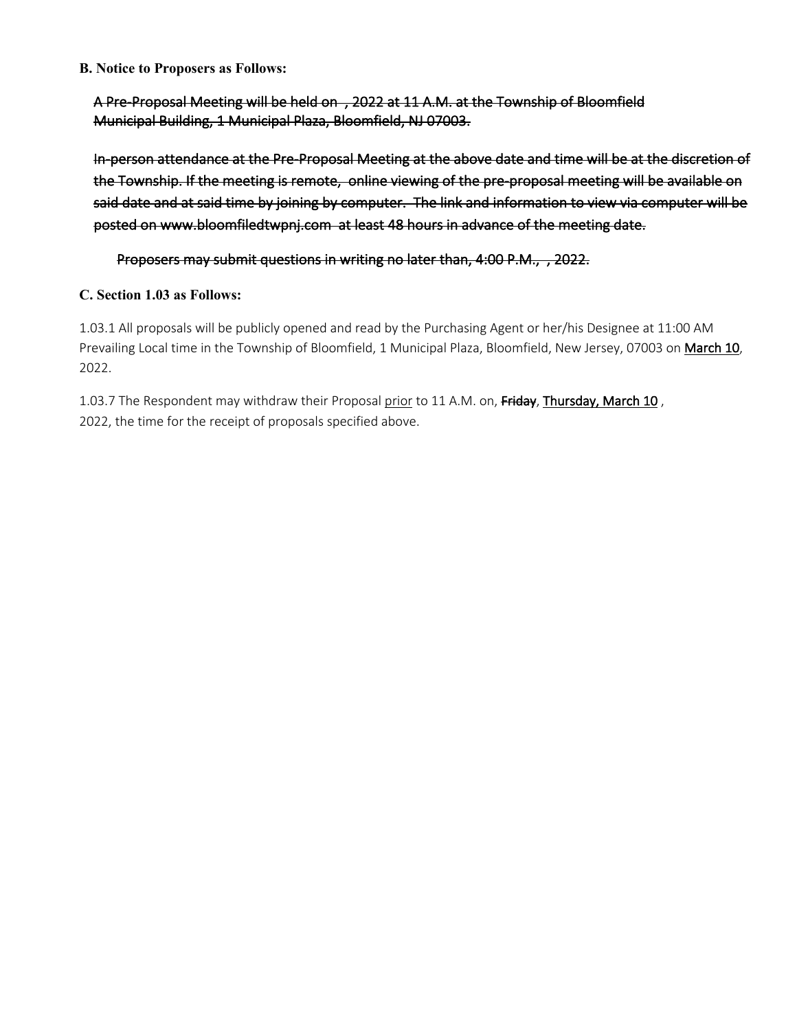**B. Notice to Proposers as Follows:**

~~A Pre-Proposal Meeting will be held on , 2022 at 11 A.M. at the Township of Bloomfield Municipal Building, 1 Municipal Plaza, Bloomfield, NJ 07003.~~

~~In-person attendance at the Pre-Proposal Meeting at the above date and time will be at the discretion of the Township. If the meeting is remote, online viewing of the pre-proposal meeting will be available on said date and at said time by joining by computer. The link and information to view via computer will be posted on www.bloomfiledtwpnj.com at least 48 hours in advance of the meeting date.~~

~~Proposers may submit questions in writing no later than, 4:00 P.M., , 2022.~~

**C. Section 1.03 as Follows:**

1.03.1 All proposals will be publicly opened and read by the Purchasing Agent or her/his Designee at 11:00 AM Prevailing Local time in the Township of Bloomfield, 1 Municipal Plaza, Bloomfield, New Jersey, 07003 on <u>March 10</u>, 2022.

1.03.7 The Respondent may withdraw their Proposal <u>prior</u> to 11 A.M. on, ~~Friday~~, <u>Thursday, March 10</u> , 2022, the time for the receipt of proposals specified above.